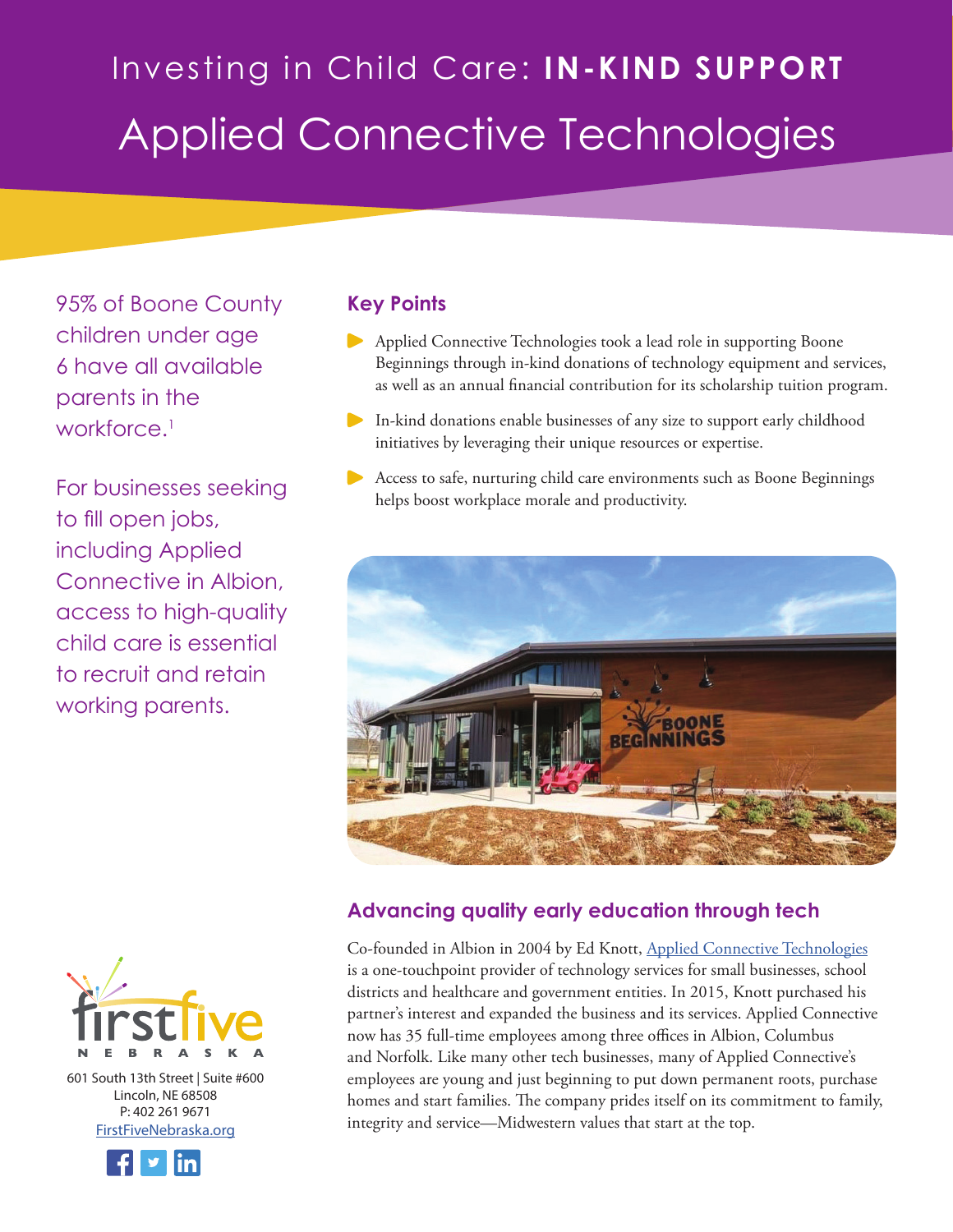# Investing in Child Care: **IN-KIND SUPPORT**

# Applied Connective Technologies

95% of Boone County children under age 6 have all available parents in the workforce.[1]

For businesses seeking to fill open jobs, including Applied Connective in Albion, access to high-quality child care is essential to recruit and retain working parents.

## Key Points

- Applied Connective Technologies took a lead role in supporting Boone Beginnings through in-kind donations of technology equipment and services, as well as an annual financial contribution for its scholarship tuition program.
- In-kind donations enable businesses of any size to support early childhood initiatives by leveraging their unique resources or expertise.
- Access to safe, nurturing child care environments such as Boone Beginnings helps boost workplace morale and productivity.

## Advancing quality early education through tech

Co-founded in Albion in 2004 by Ed Knott, Applied Connective Technologies is a one-touchpoint provider of technology services for small businesses, school districts and healthcare and government entities. In 2015, Knott purchased his partner's interest and expanded the business and its services. Applied Connective now has 35 full-time employees among three offices in Albion, Columbus and Norfolk. Like many other tech businesses, many of Applied Connective's employees are young and just beginning to put down permanent roots, purchase homes and start families. The company prides itself on its commitment to family, integrity and service—Midwestern values that start at the top.

firstfive NEBRASKA

601 South 13th Street | Suite #600
Lincoln, NE 68508
P: 402 261 9671
FirstFiveNebraska.org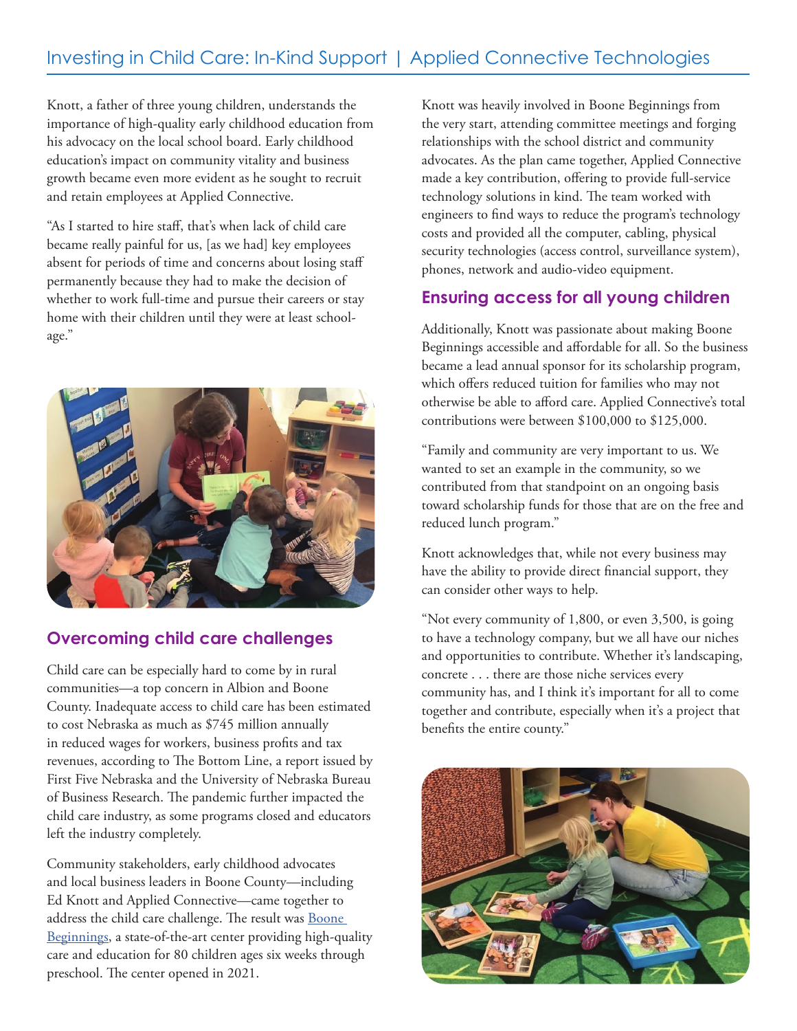Knott, a father of three young children, understands the importance of high-quality early childhood education from his advocacy on the local school board. Early childhood education's impact on community vitality and business growth became even more evident as he sought to recruit and retain employees at Applied Connective.

"As I started to hire staff, that's when lack of child care became really painful for us, [as we had] key employees absent for periods of time and concerns about losing staff permanently because they had to make the decision of whether to work full-time and pursue their careers or stay home with their children until they were at least school-age."

## Overcoming child care challenges

Child care can be especially hard to come by in rural communities—a top concern in Albion and Boone County. Inadequate access to child care has been estimated to cost Nebraska as much as $745 million annually in reduced wages for workers, business profits and tax revenues, according to The Bottom Line, a report issued by First Five Nebraska and the University of Nebraska Bureau of Business Research. The pandemic further impacted the child care industry, as some programs closed and educators left the industry completely.

Community stakeholders, early childhood advocates and local business leaders in Boone County—including Ed Knott and Applied Connective—came together to address the child care challenge. The result was Boone Beginnings, a state-of-the-art center providing high-quality care and education for 80 children ages six weeks through preschool. The center opened in 2021.

Knott was heavily involved in Boone Beginnings from the very start, attending committee meetings and forging relationships with the school district and community advocates. As the plan came together, Applied Connective made a key contribution, offering to provide full-service technology solutions in kind. The team worked with engineers to find ways to reduce the program's technology costs and provided all the computer, cabling, physical security technologies (access control, surveillance system), phones, network and audio-video equipment.

## Ensuring access for all young children

Additionally, Knott was passionate about making Boone Beginnings accessible and affordable for all. So the business became a lead annual sponsor for its scholarship program, which offers reduced tuition for families who may not otherwise be able to afford care. Applied Connective's total contributions were between $100,000 to $125,000.

"Family and community are very important to us. We wanted to set an example in the community, so we contributed from that standpoint on an ongoing basis toward scholarship funds for those that are on the free and reduced lunch program."

Knott acknowledges that, while not every business may have the ability to provide direct financial support, they can consider other ways to help.

"Not every community of 1,800, or even 3,500, is going to have a technology company, but we all have our niches and opportunities to contribute. Whether it's landscaping, concrete . . . there are those niche services every community has, and I think it's important for all to come together and contribute, especially when it's a project that benefits the entire county."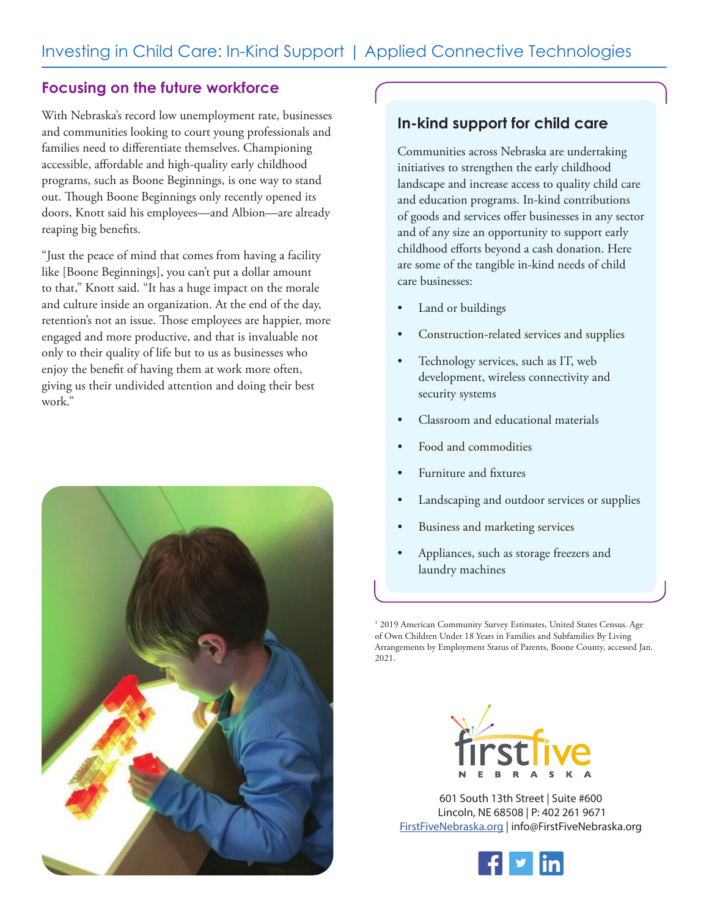## Focusing on the future workforce

With Nebraska's record low unemployment rate, businesses and communities looking to court young professionals and families need to differentiate themselves. Championing accessible, affordable and high-quality early childhood programs, such as Boone Beginnings, is one way to stand out. Though Boone Beginnings only recently opened its doors, Knott said his employees—and Albion—are already reaping big benefits.

"Just the peace of mind that comes from having a facility like [Boone Beginnings], you can't put a dollar amount to that," Knott said. "It has a huge impact on the morale and culture inside an organization. At the end of the day, retention's not an issue. Those employees are happier, more engaged and more productive, and that is invaluable not only to their quality of life but to us as businesses who enjoy the benefit of having them at work more often, giving us their undivided attention and doing their best work."

### In-kind support for child care

Communities across Nebraska are undertaking initiatives to strengthen the early childhood landscape and increase access to quality child care and education programs. In-kind contributions of goods and services offer businesses in any sector and of any size an opportunity to support early childhood efforts beyond a cash donation. Here are some of the tangible in-kind needs of child care businesses:

- Land or buildings
- Construction-related services and supplies
- Technology services, such as IT, web development, wireless connectivity and security systems
- Classroom and educational materials
- Food and commodities
- Furniture and fixtures
- Landscaping and outdoor services or supplies
- Business and marketing services
- Appliances, such as storage freezers and laundry machines

[1] 2019 American Community Survey Estimates, United States Census. Age of Own Children Under 18 Years in Families and Subfamilies By Living Arrangements by Employment Status of Parents, Boone County, accessed Jan. 2021.

firstfive NEBRASKA

601 South 13th Street | Suite #600
Lincoln, NE 68508 | P: 402 261 9671
FirstFiveNebraska.org | info@FirstFiveNebraska.org